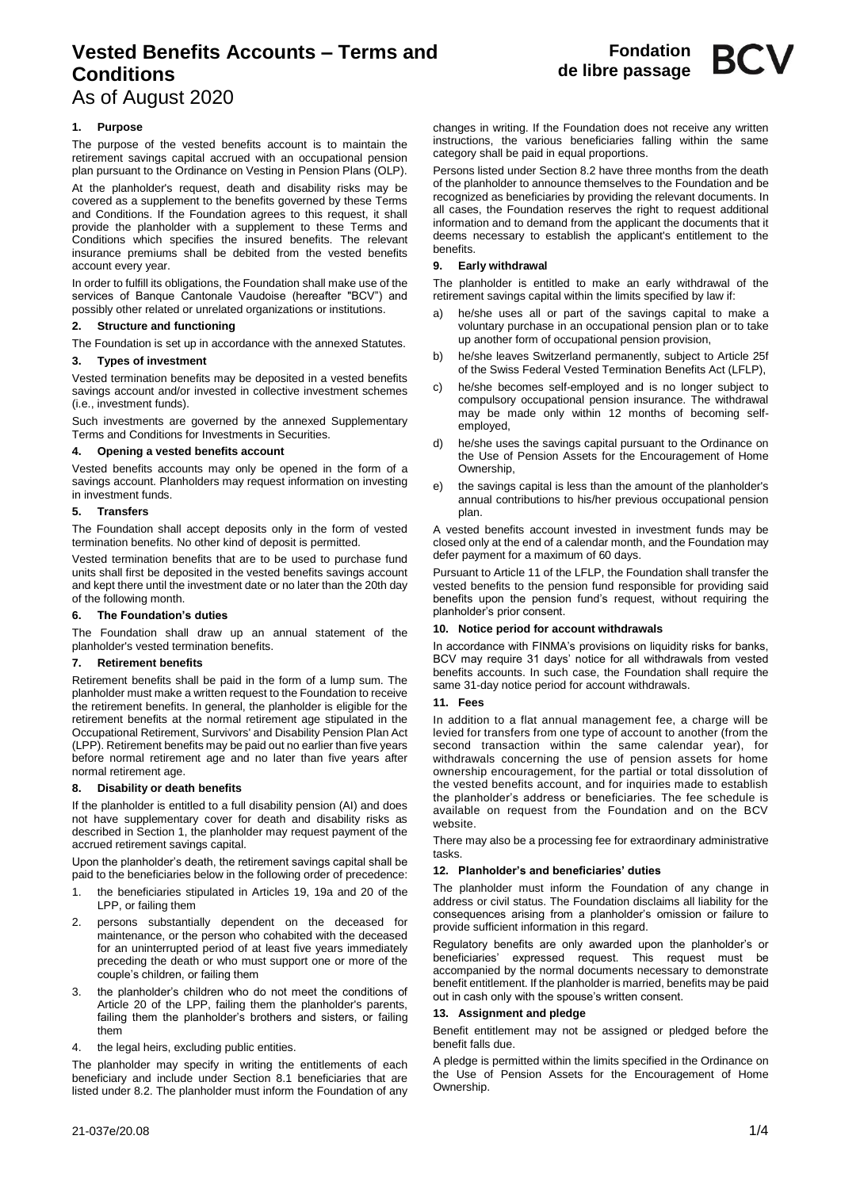# Vested Benefits Accounts – Terms and Conditions

As of August 2020

**Fondation de libre passage** **BCV**

### 1. Purpose

The purpose of the vested benefits account is to maintain the retirement savings capital accrued with an occupational pension plan pursuant to the Ordinance on Vesting in Pension Plans (OLP).

At the planholder's request, death and disability risks may be covered as a supplement to the benefits governed by these Terms and Conditions. If the Foundation agrees to this request, it shall provide the planholder with a supplement to these Terms and Conditions which specifies the insured benefits. The relevant insurance premiums shall be debited from the vested benefits account every year.

In order to fulfill its obligations, the Foundation shall make use of the services of Banque Cantonale Vaudoise (hereafter "BCV") and possibly other related or unrelated organizations or institutions.

### 2. Structure and functioning

The Foundation is set up in accordance with the annexed Statutes.

### 3. Types of investment

Vested termination benefits may be deposited in a vested benefits savings account and/or invested in collective investment schemes (i.e., investment funds).

Such investments are governed by the annexed Supplementary Terms and Conditions for Investments in Securities.

### 4. Opening a vested benefits account

Vested benefits accounts may only be opened in the form of a savings account. Planholders may request information on investing in investment funds.

### 5. Transfers

The Foundation shall accept deposits only in the form of vested termination benefits. No other kind of deposit is permitted.

Vested termination benefits that are to be used to purchase fund units shall first be deposited in the vested benefits savings account and kept there until the investment date or no later than the 20th day of the following month.

### 6. The Foundation's duties

The Foundation shall draw up an annual statement of the planholder's vested termination benefits.

### 7. Retirement benefits

Retirement benefits shall be paid in the form of a lump sum. The planholder must make a written request to the Foundation to receive the retirement benefits. In general, the planholder is eligible for the retirement benefits at the normal retirement age stipulated in the Occupational Retirement, Survivors' and Disability Pension Plan Act (LPP). Retirement benefits may be paid out no earlier than five years before normal retirement age and no later than five years after normal retirement age.

### 8. Disability or death benefits

If the planholder is entitled to a full disability pension (AI) and does not have supplementary cover for death and disability risks as described in Section 1, the planholder may request payment of the accrued retirement savings capital.

Upon the planholder's death, the retirement savings capital shall be paid to the beneficiaries below in the following order of precedence:

1. the beneficiaries stipulated in Articles 19, 19a and 20 of the LPP, or failing them
2. persons substantially dependent on the deceased for maintenance, or the person who cohabited with the deceased for an uninterrupted period of at least five years immediately preceding the death or who must support one or more of the couple's children, or failing them
3. the planholder's children who do not meet the conditions of Article 20 of the LPP, failing them the planholder's parents, failing them the planholder's brothers and sisters, or failing them
4. the legal heirs, excluding public entities.

The planholder may specify in writing the entitlements of each beneficiary and include under Section 8.1 beneficiaries that are listed under 8.2. The planholder must inform the Foundation of any changes in writing. If the Foundation does not receive any written instructions, the various beneficiaries falling within the same category shall be paid in equal proportions.

Persons listed under Section 8.2 have three months from the death of the planholder to announce themselves to the Foundation and be recognized as beneficiaries by providing the relevant documents. In all cases, the Foundation reserves the right to request additional information and to demand from the applicant the documents that it deems necessary to establish the applicant's entitlement to the benefits.

### 9. Early withdrawal

The planholder is entitled to make an early withdrawal of the retirement savings capital within the limits specified by law if:

a) he/she uses all or part of the savings capital to make a voluntary purchase in an occupational pension plan or to take up another form of occupational pension provision,
b) he/she leaves Switzerland permanently, subject to Article 25f of the Swiss Federal Vested Termination Benefits Act (LFLP),
c) he/she becomes self-employed and is no longer subject to compulsory occupational pension insurance. The withdrawal may be made only within 12 months of becoming self-employed,
d) he/she uses the savings capital pursuant to the Ordinance on the Use of Pension Assets for the Encouragement of Home Ownership,
e) the savings capital is less than the amount of the planholder's annual contributions to his/her previous occupational pension plan.

A vested benefits account invested in investment funds may be closed only at the end of a calendar month, and the Foundation may defer payment for a maximum of 60 days.

Pursuant to Article 11 of the LFLP, the Foundation shall transfer the vested benefits to the pension fund responsible for providing said benefits upon the pension fund's request, without requiring the planholder's prior consent.

### 10. Notice period for account withdrawals

In accordance with FINMA's provisions on liquidity risks for banks, BCV may require 31 days' notice for all withdrawals from vested benefits accounts. In such case, the Foundation shall require the same 31-day notice period for account withdrawals.

### 11. Fees

In addition to a flat annual management fee, a charge will be levied for transfers from one type of account to another (from the second transaction within the same calendar year), for withdrawals concerning the use of pension assets for home ownership encouragement, for the partial or total dissolution of the vested benefits account, and for inquiries made to establish the planholder's address or beneficiaries. The fee schedule is available on request from the Foundation and on the BCV website.

There may also be a processing fee for extraordinary administrative tasks.

### 12. Planholder's and beneficiaries' duties

The planholder must inform the Foundation of any change in address or civil status. The Foundation disclaims all liability for the consequences arising from a planholder's omission or failure to provide sufficient information in this regard.

Regulatory benefits are only awarded upon the planholder's or beneficiaries' expressed request. This request must be accompanied by the normal documents necessary to demonstrate benefit entitlement. If the planholder is married, benefits may be paid out in cash only with the spouse's written consent.

### 13. Assignment and pledge

Benefit entitlement may not be assigned or pledged before the benefit falls due.

A pledge is permitted within the limits specified in the Ordinance on the Use of Pension Assets for the Encouragement of Home Ownership.

21-037e/20.08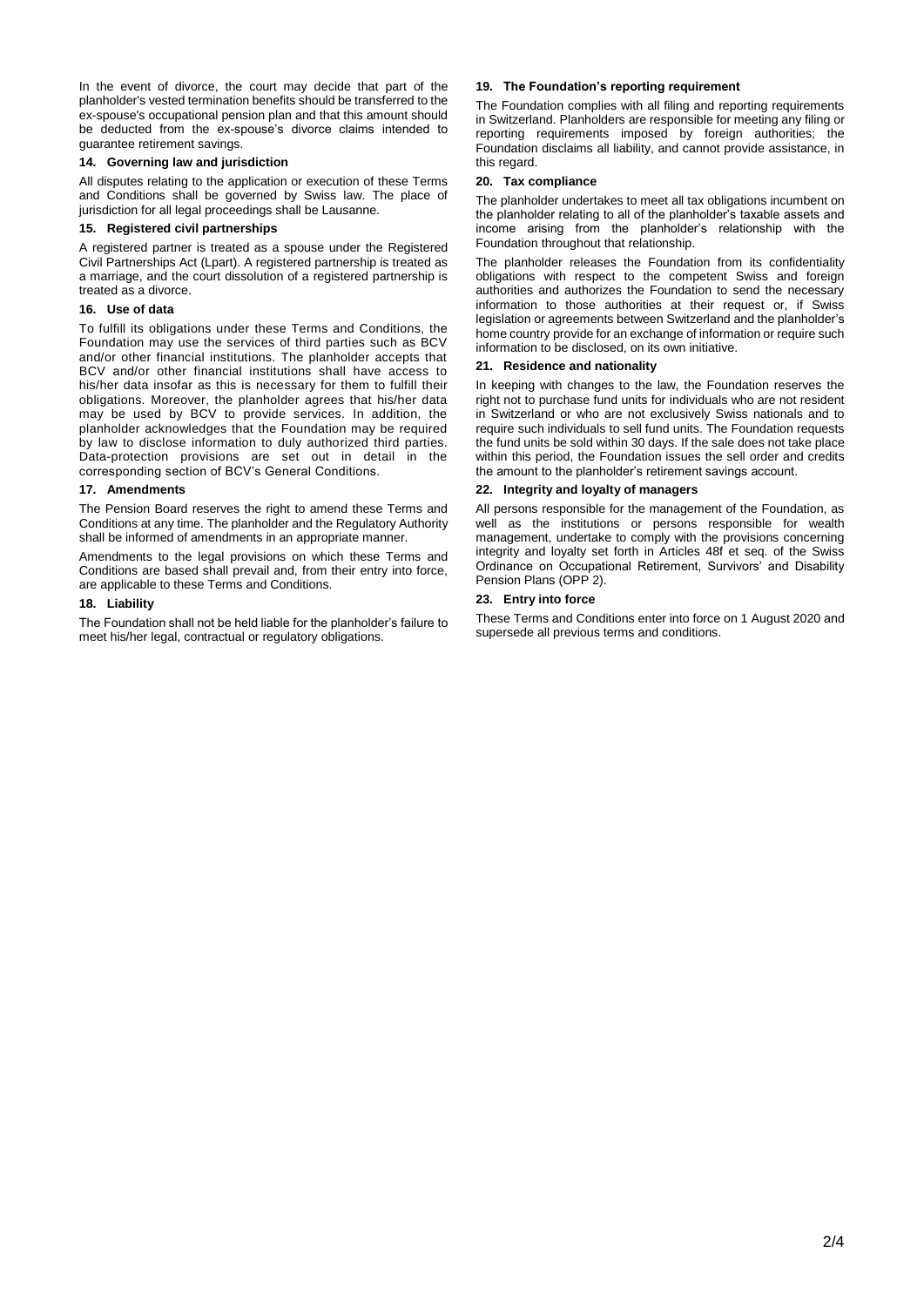In the event of divorce, the court may decide that part of the planholder's vested termination benefits should be transferred to the ex-spouse's occupational pension plan and that this amount should be deducted from the ex-spouse's divorce claims intended to guarantee retirement savings.

### 14. Governing law and jurisdiction

All disputes relating to the application or execution of these Terms and Conditions shall be governed by Swiss law. The place of jurisdiction for all legal proceedings shall be Lausanne.

### 15. Registered civil partnerships

A registered partner is treated as a spouse under the Registered Civil Partnerships Act (Lpart). A registered partnership is treated as a marriage, and the court dissolution of a registered partnership is treated as a divorce.

### 16. Use of data

To fulfill its obligations under these Terms and Conditions, the Foundation may use the services of third parties such as BCV and/or other financial institutions. The planholder accepts that BCV and/or other financial institutions shall have access to his/her data insofar as this is necessary for them to fulfill their obligations. Moreover, the planholder agrees that his/her data may be used by BCV to provide services. In addition, the planholder acknowledges that the Foundation may be required by law to disclose information to duly authorized third parties. Data-protection provisions are set out in detail in the corresponding section of BCV's General Conditions.

### 17. Amendments

The Pension Board reserves the right to amend these Terms and Conditions at any time. The planholder and the Regulatory Authority shall be informed of amendments in an appropriate manner.

Amendments to the legal provisions on which these Terms and Conditions are based shall prevail and, from their entry into force, are applicable to these Terms and Conditions.

### 18. Liability

The Foundation shall not be held liable for the planholder's failure to meet his/her legal, contractual or regulatory obligations.

### 19. The Foundation's reporting requirement

The Foundation complies with all filing and reporting requirements in Switzerland. Planholders are responsible for meeting any filing or reporting requirements imposed by foreign authorities; the Foundation disclaims all liability, and cannot provide assistance, in this regard.

### 20. Tax compliance

The planholder undertakes to meet all tax obligations incumbent on the planholder relating to all of the planholder's taxable assets and income arising from the planholder's relationship with the Foundation throughout that relationship.

The planholder releases the Foundation from its confidentiality obligations with respect to the competent Swiss and foreign authorities and authorizes the Foundation to send the necessary information to those authorities at their request or, if Swiss legislation or agreements between Switzerland and the planholder's home country provide for an exchange of information or require such information to be disclosed, on its own initiative.

### 21. Residence and nationality

In keeping with changes to the law, the Foundation reserves the right not to purchase fund units for individuals who are not resident in Switzerland or who are not exclusively Swiss nationals and to require such individuals to sell fund units. The Foundation requests the fund units be sold within 30 days. If the sale does not take place within this period, the Foundation issues the sell order and credits the amount to the planholder's retirement savings account.

### 22. Integrity and loyalty of managers

All persons responsible for the management of the Foundation, as well as the institutions or persons responsible for wealth management, undertake to comply with the provisions concerning integrity and loyalty set forth in Articles 48f et seq. of the Swiss Ordinance on Occupational Retirement, Survivors' and Disability Pension Plans (OPP 2).

### 23. Entry into force

These Terms and Conditions enter into force on 1 August 2020 and supersede all previous terms and conditions.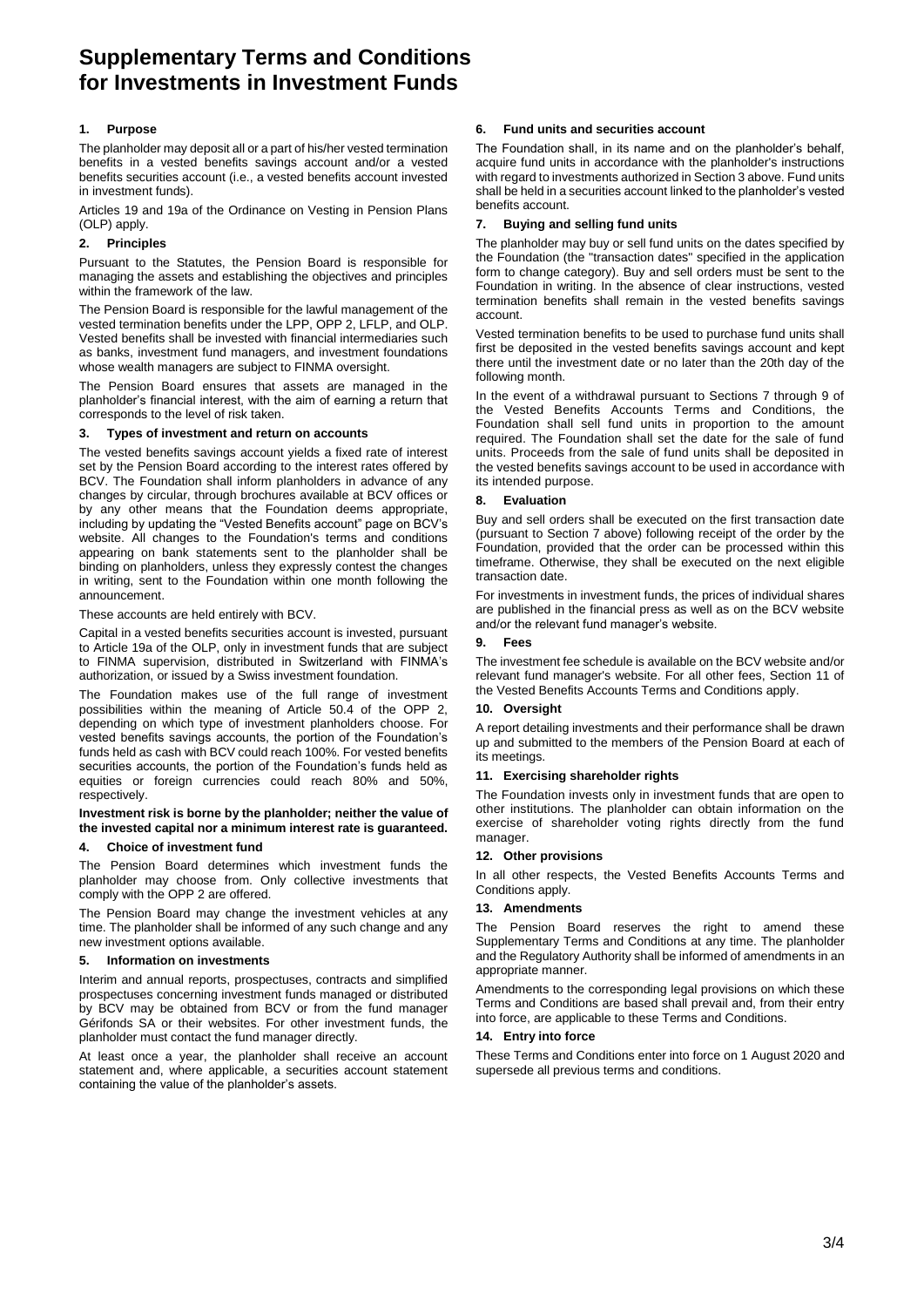# Supplementary Terms and Conditions for Investments in Investment Funds

## 1. Purpose

The planholder may deposit all or a part of his/her vested termination benefits in a vested benefits savings account and/or a vested benefits securities account (i.e., a vested benefits account invested in investment funds).

Articles 19 and 19a of the Ordinance on Vesting in Pension Plans (OLP) apply.

## 2. Principles

Pursuant to the Statutes, the Pension Board is responsible for managing the assets and establishing the objectives and principles within the framework of the law.

The Pension Board is responsible for the lawful management of the vested termination benefits under the LPP, OPP 2, LFLP, and OLP. Vested benefits shall be invested with financial intermediaries such as banks, investment fund managers, and investment foundations whose wealth managers are subject to FINMA oversight.

The Pension Board ensures that assets are managed in the planholder's financial interest, with the aim of earning a return that corresponds to the level of risk taken.

## 3. Types of investment and return on accounts

The vested benefits savings account yields a fixed rate of interest set by the Pension Board according to the interest rates offered by BCV. The Foundation shall inform planholders in advance of any changes by circular, through brochures available at BCV offices or by any other means that the Foundation deems appropriate, including by updating the "Vested Benefits account" page on BCV's website. All changes to the Foundation's terms and conditions appearing on bank statements sent to the planholder shall be binding on planholders, unless they expressly contest the changes in writing, sent to the Foundation within one month following the announcement.

These accounts are held entirely with BCV.

Capital in a vested benefits securities account is invested, pursuant to Article 19a of the OLP, only in investment funds that are subject to FINMA supervision, distributed in Switzerland with FINMA's authorization, or issued by a Swiss investment foundation.

The Foundation makes use of the full range of investment possibilities within the meaning of Article 50.4 of the OPP 2, depending on which type of investment planholders choose. For vested benefits savings accounts, the portion of the Foundation's funds held as cash with BCV could reach 100%. For vested benefits securities accounts, the portion of the Foundation's funds held as equities or foreign currencies could reach 80% and 50%, respectively.

**Investment risk is borne by the planholder; neither the value of the invested capital nor a minimum interest rate is guaranteed.**

## 4. Choice of investment fund

The Pension Board determines which investment funds the planholder may choose from. Only collective investments that comply with the OPP 2 are offered.

The Pension Board may change the investment vehicles at any time. The planholder shall be informed of any such change and any new investment options available.

## 5. Information on investments

Interim and annual reports, prospectuses, contracts and simplified prospectuses concerning investment funds managed or distributed by BCV may be obtained from BCV or from the fund manager Gérifonds SA or their websites. For other investment funds, the planholder must contact the fund manager directly.

At least once a year, the planholder shall receive an account statement and, where applicable, a securities account statement containing the value of the planholder's assets.

## 6. Fund units and securities account

The Foundation shall, in its name and on the planholder's behalf, acquire fund units in accordance with the planholder's instructions with regard to investments authorized in Section 3 above. Fund units shall be held in a securities account linked to the planholder's vested benefits account.

## 7. Buying and selling fund units

The planholder may buy or sell fund units on the dates specified by the Foundation (the "transaction dates" specified in the application form to change category). Buy and sell orders must be sent to the Foundation in writing. In the absence of clear instructions, vested termination benefits shall remain in the vested benefits savings account.

Vested termination benefits to be used to purchase fund units shall first be deposited in the vested benefits savings account and kept there until the investment date or no later than the 20th day of the following month.

In the event of a withdrawal pursuant to Sections 7 through 9 of the Vested Benefits Accounts Terms and Conditions, the Foundation shall sell fund units in proportion to the amount required. The Foundation shall set the date for the sale of fund units. Proceeds from the sale of fund units shall be deposited in the vested benefits savings account to be used in accordance with its intended purpose.

## 8. Evaluation

Buy and sell orders shall be executed on the first transaction date (pursuant to Section 7 above) following receipt of the order by the Foundation, provided that the order can be processed within this timeframe. Otherwise, they shall be executed on the next eligible transaction date.

For investments in investment funds, the prices of individual shares are published in the financial press as well as on the BCV website and/or the relevant fund manager's website.

## 9. Fees

The investment fee schedule is available on the BCV website and/or relevant fund manager's website. For all other fees, Section 11 of the Vested Benefits Accounts Terms and Conditions apply.

## 10. Oversight

A report detailing investments and their performance shall be drawn up and submitted to the members of the Pension Board at each of its meetings.

## 11. Exercising shareholder rights

The Foundation invests only in investment funds that are open to other institutions. The planholder can obtain information on the exercise of shareholder voting rights directly from the fund manager.

## 12. Other provisions

In all other respects, the Vested Benefits Accounts Terms and Conditions apply.

## 13. Amendments

The Pension Board reserves the right to amend these Supplementary Terms and Conditions at any time. The planholder and the Regulatory Authority shall be informed of amendments in an appropriate manner.

Amendments to the corresponding legal provisions on which these Terms and Conditions are based shall prevail and, from their entry into force, are applicable to these Terms and Conditions.

## 14. Entry into force

These Terms and Conditions enter into force on 1 August 2020 and supersede all previous terms and conditions.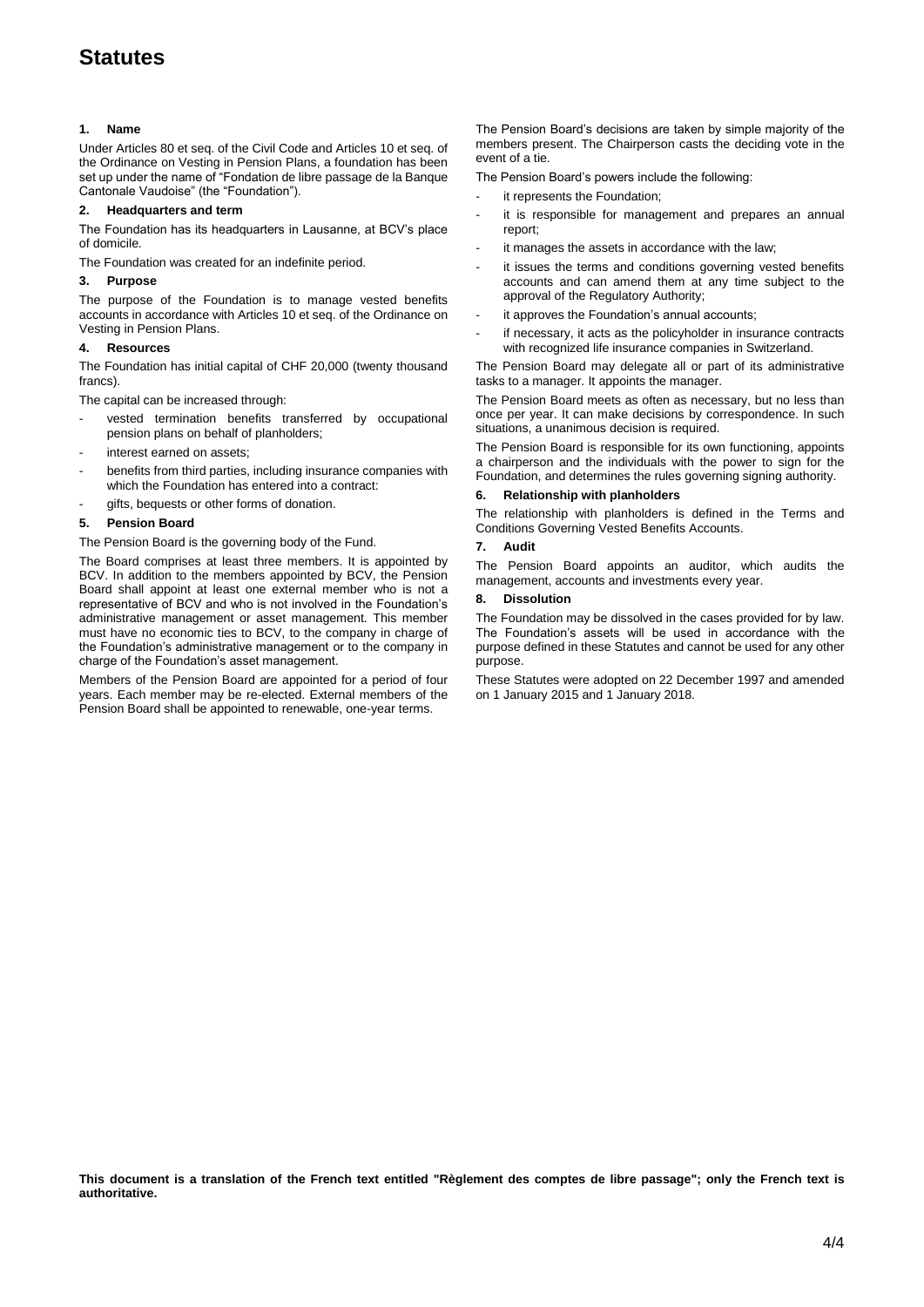# Statutes

### 1. Name

Under Articles 80 et seq. of the Civil Code and Articles 10 et seq. of the Ordinance on Vesting in Pension Plans, a foundation has been set up under the name of "Fondation de libre passage de la Banque Cantonale Vaudoise" (the "Foundation").

### 2. Headquarters and term

The Foundation has its headquarters in Lausanne, at BCV's place of domicile.

The Foundation was created for an indefinite period.

### 3. Purpose

The purpose of the Foundation is to manage vested benefits accounts in accordance with Articles 10 et seq. of the Ordinance on Vesting in Pension Plans.

### 4. Resources

The Foundation has initial capital of CHF 20,000 (twenty thousand francs).

The capital can be increased through:

- vested termination benefits transferred by occupational pension plans on behalf of planholders;
- interest earned on assets;
- benefits from third parties, including insurance companies with which the Foundation has entered into a contract:
- gifts, bequests or other forms of donation.

### 5. Pension Board

The Pension Board is the governing body of the Fund.

The Board comprises at least three members. It is appointed by BCV. In addition to the members appointed by BCV, the Pension Board shall appoint at least one external member who is not a representative of BCV and who is not involved in the Foundation's administrative management or asset management. This member must have no economic ties to BCV, to the company in charge of the Foundation's administrative management or to the company in charge of the Foundation's asset management.

Members of the Pension Board are appointed for a period of four years. Each member may be re-elected. External members of the Pension Board shall be appointed to renewable, one-year terms.

The Pension Board's decisions are taken by simple majority of the members present. The Chairperson casts the deciding vote in the event of a tie.

The Pension Board's powers include the following:

- it represents the Foundation;
- it is responsible for management and prepares an annual report;
- it manages the assets in accordance with the law;
- it issues the terms and conditions governing vested benefits accounts and can amend them at any time subject to the approval of the Regulatory Authority;
- it approves the Foundation's annual accounts;
- if necessary, it acts as the policyholder in insurance contracts with recognized life insurance companies in Switzerland.

The Pension Board may delegate all or part of its administrative tasks to a manager. It appoints the manager.

The Pension Board meets as often as necessary, but no less than once per year. It can make decisions by correspondence. In such situations, a unanimous decision is required.

The Pension Board is responsible for its own functioning, appoints a chairperson and the individuals with the power to sign for the Foundation, and determines the rules governing signing authority.

### 6. Relationship with planholders

The relationship with planholders is defined in the Terms and Conditions Governing Vested Benefits Accounts.

### 7. Audit

The Pension Board appoints an auditor, which audits the management, accounts and investments every year.

### 8. Dissolution

The Foundation may be dissolved in the cases provided for by law. The Foundation's assets will be used in accordance with the purpose defined in these Statutes and cannot be used for any other purpose.

These Statutes were adopted on 22 December 1997 and amended on 1 January 2015 and 1 January 2018.

**This document is a translation of the French text entitled "Règlement des comptes de libre passage"; only the French text is authoritative.**